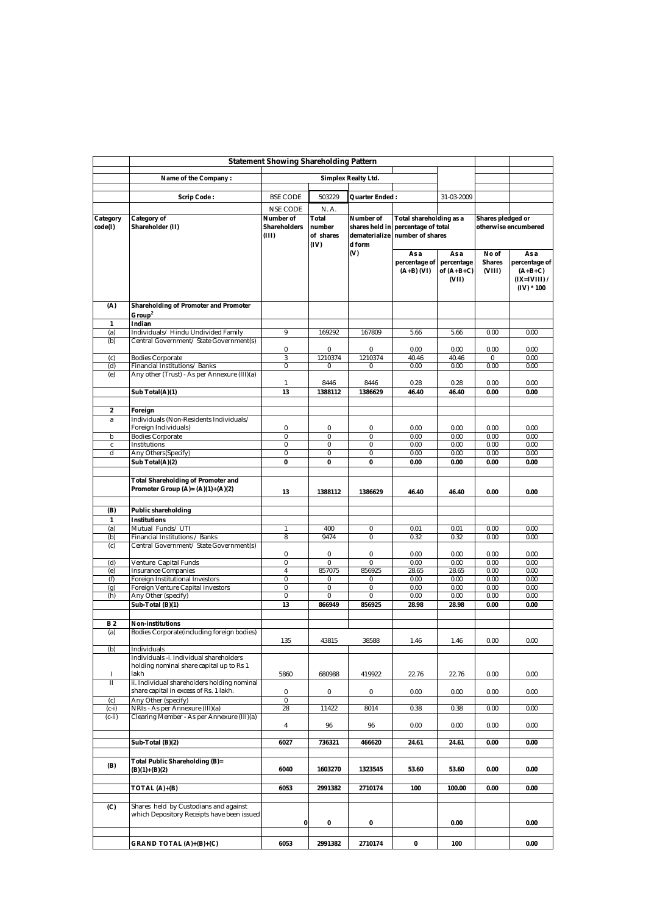## Statement Showing Shareholding Pattern

| | | | | | | | | |
|---|---|---|---|---|---|---|---|---|
| | **Name of the Company :** | **Simplex Realty Ltd.** | | | | | | |
| | **Scrip Code :** | BSE CODE | 503229 | **Quarter Ended :** | | 31-03-2009 | | |
| | | NSE CODE | N. A. | | | | | |

| Category code(I) | Category of Shareholder (II) | Number of Shareholders (III) | Total number of shares (IV) | Number of shares held in dematerialized form (V) | Total shareholding as a percentage of total number of shares | | Shares pledged or otherwise encumbered | |
|---|---|---|---|---|---|---|---|---|
| | | | | | As a percentage of (A+B) (VI) | As a percentage of (A+B+C) (VII) | No of Shares (VIII) | As a percentage of (A+B+C) (IX=(VIII) / (IV) * 100 |
| **(A)** | **Shareholding of Promoter and Promoter Group[2]** | | | | | | | |
| **1** | **Indian** | | | | | | | |
| (a) | Individuals/ Hindu Undivided Family | 9 | 169292 | 167809 | 5.66 | 5.66 | 0.00 | 0.00 |
| (b) | Central Government/ State Government(s) | 0 | 0 | 0 | 0.00 | 0.00 | 0.00 | 0.00 |
| (c) | Bodies Corporate | 3 | 1210374 | 1210374 | 40.46 | 40.46 | 0 | 0.00 |
| (d) | Financial Institutions/ Banks | 0 | 0 | 0 | 0.00 | 0.00 | 0.00 | 0.00 |
| (e) | Any other (Trust) - As per Annexure (III)(a) | 1 | 8446 | 8446 | 0.28 | 0.28 | 0.00 | 0.00 |
| | **Sub Total(A)(1)** | **13** | **1388112** | **1386629** | **46.40** | **46.40** | **0.00** | **0.00** |
| **2** | **Foreign** | | | | | | | |
| a | Individuals (Non-Residents Individuals/ Foreign Individuals) | 0 | 0 | 0 | 0.00 | 0.00 | 0.00 | 0.00 |
| b | Bodies Corporate | 0 | 0 | 0 | 0.00 | 0.00 | 0.00 | 0.00 |
| c | Institutions | 0 | 0 | 0 | 0.00 | 0.00 | 0.00 | 0.00 |
| d | Any Others(Specify) | 0 | 0 | 0 | 0.00 | 0.00 | 0.00 | 0.00 |
| | **Sub Total(A)(2)** | **0** | **0** | **0** | **0.00** | **0.00** | **0.00** | **0.00** |
| | **Total Shareholding of Promoter and Promoter Group (A)= (A)(1)+(A)(2)** | **13** | **1388112** | **1386629** | **46.40** | **46.40** | **0.00** | **0.00** |
| **(B)** | **Public shareholding** | | | | | | | |
| **1** | **Institutions** | | | | | | | |
| (a) | Mutual Funds/ UTI | 1 | 400 | 0 | 0.01 | 0.01 | 0.00 | 0.00 |
| (b) | Financial Institutions / Banks | 8 | 9474 | 0 | 0.32 | 0.32 | 0.00 | 0.00 |
| (c) | Central Government/ State Government(s) | 0 | 0 | 0 | 0.00 | 0.00 | 0.00 | 0.00 |
| (d) | Venture Capital Funds | 0 | 0 | 0 | 0.00 | 0.00 | 0.00 | 0.00 |
| (e) | Insurance Companies | 4 | 857075 | 856925 | 28.65 | 28.65 | 0.00 | 0.00 |
| (f) | Foreign Institutional Investors | 0 | 0 | 0 | 0.00 | 0.00 | 0.00 | 0.00 |
| (g) | Foreign Venture Capital Investors | 0 | 0 | 0 | 0.00 | 0.00 | 0.00 | 0.00 |
| (h) | Any Other (specify) | 0 | 0 | 0 | 0.00 | 0.00 | 0.00 | 0.00 |
| | **Sub-Total (B)(1)** | **13** | **866949** | **856925** | **28.98** | **28.98** | **0.00** | **0.00** |
| **B 2** | **Non-institutions** | | | | | | | |
| (a) | Bodies Corporate(including foreign bodies) | 135 | 43815 | 38588 | 1.46 | 1.46 | 0.00 | 0.00 |
| (b) | Individuals | | | | | | | |
| I | Individuals -i. Individual shareholders holding nominal share capital up to Rs 1 lakh | 5860 | 680988 | 419922 | 22.76 | 22.76 | 0.00 | 0.00 |
| II | ii. Individual shareholders holding nominal share capital in excess of Rs. 1 lakh. | 0 | 0 | 0 | 0.00 | 0.00 | 0.00 | 0.00 |
| (c) | Any Other (specify) | 0 | | | | | | |
| (c-i) | NRIs - As per Annexure (III)(a) | 28 | 11422 | 8014 | 0.38 | 0.38 | 0.00 | 0.00 |
| (c-ii) | Clearing Member - As per Annexure (III)(a) | 4 | 96 | 96 | 0.00 | 0.00 | 0.00 | 0.00 |
| | **Sub-Total (B)(2)** | **6027** | **736321** | **466620** | **24.61** | **24.61** | **0.00** | **0.00** |
| **(B)** | **Total Public Shareholding (B)= (B)(1)+(B)(2)** | **6040** | **1603270** | **1323545** | **53.60** | **53.60** | **0.00** | **0.00** |
| | **TOTAL (A)+(B)** | **6053** | **2991382** | **2710174** | **100** | **100.00** | **0.00** | **0.00** |
| **(C)** | Shares held by Custodians and against which Depository Receipts have been issued | **0** | **0** | **0** | | **0.00** | | **0.00** |
| | **GRAND TOTAL (A)+(B)+(C)** | **6053** | **2991382** | **2710174** | **0** | **100** | | **0.00** |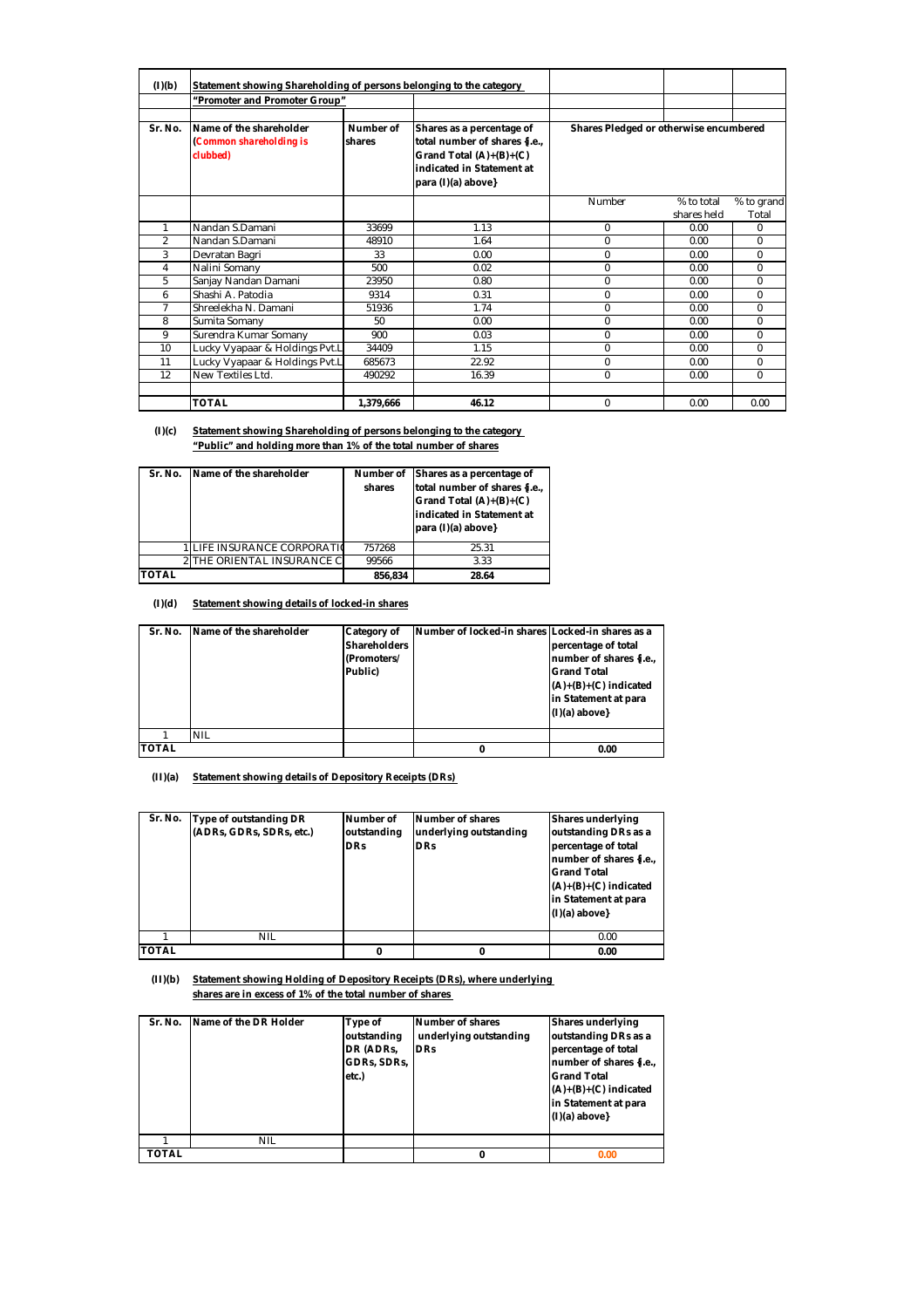**(I)(b)** **Statement showing Shareholding of persons belonging to the category**
**"Promoter and Promoter Group"**

| Sr. No. | Name of the shareholder (Common shareholding is clubbed) | Number of shares | Shares as a percentage of total number of shares {i.e., Grand Total (A)+(B)+(C) indicated in Statement at para (I)(a) above} | Shares Pledged or otherwise encumbered | | |
|---|---|---|---|---|---|---|
| | | | | Number | % to total shares held | % to grand Total |
| 1 | Nandan S.Damani | 33699 | 1.13 | 0 | 0.00 | 0 |
| 2 | Nandan S.Damani | 48910 | 1.64 | 0 | 0.00 | 0 |
| 3 | Devratan Bagri | 33 | 0.00 | 0 | 0.00 | 0 |
| 4 | Nalini Somany | 500 | 0.02 | 0 | 0.00 | 0 |
| 5 | Sanjay Nandan Damani | 23950 | 0.80 | 0 | 0.00 | 0 |
| 6 | Shashi A. Patodia | 9314 | 0.31 | 0 | 0.00 | 0 |
| 7 | Shreelekha N. Damani | 51936 | 1.74 | 0 | 0.00 | 0 |
| 8 | Sumita Somany | 50 | 0.00 | 0 | 0.00 | 0 |
| 9 | Surendra Kumar Somany | 900 | 0.03 | 0 | 0.00 | 0 |
| 10 | Lucky Vyapaar & Holdings Pvt.L | 34409 | 1.15 | 0 | 0.00 | 0 |
| 11 | Lucky Vyapaar & Holdings Pvt.L | 685673 | 22.92 | 0 | 0.00 | 0 |
| 12 | New Textiles Ltd. | 490292 | 16.39 | 0 | 0.00 | 0 |
| | **TOTAL** | **1,379,666** | **46.12** | 0 | 0.00 | 0.00 |

**(I)(c)** **Statement showing Shareholding of persons belonging to the category "Public" and holding more than 1% of the total number of shares**

| Sr. No. | Name of the shareholder | Number of shares | Shares as a percentage of total number of shares {i.e., Grand Total (A)+(B)+(C) indicated in Statement at para (I)(a) above} |
|---|---|---|---|
| 1 | LIFE INSURANCE CORPORATI | 757268 | 25.31 |
| 2 | THE ORIENTAL INSURANCE C | 99566 | 3.33 |
| **TOTAL** | | **856,834** | **28.64** |

**(I)(d)** **Statement showing details of locked-in shares**

| Sr. No. | Name of the shareholder | Category of Shareholders (Promoters/ Public) | Number of locked-in shares | Locked-in shares as a percentage of total number of shares {i.e., Grand Total (A)+(B)+(C) indicated in Statement at para (I)(a) above} |
|---|---|---|---|---|
| 1 | NIL | | | |
| **TOTAL** | | | **0** | **0.00** |

**(II)(a)** **Statement showing details of Depository Receipts (DRs)**

| Sr. No. | Type of outstanding DR (ADRs, GDRs, SDRs, etc.) | Number of outstanding DRs | Number of shares underlying outstanding DRs | Shares underlying outstanding DRs as a percentage of total number of shares {i.e., Grand Total (A)+(B)+(C) indicated in Statement at para (I)(a) above} |
|---|---|---|---|---|
| 1 | NIL | | | 0.00 |
| **TOTAL** | | **0** | **0** | **0.00** |

**(II)(b)** **Statement showing Holding of Depository Receipts (DRs), where underlying shares are in excess of 1% of the total number of shares**

| Sr. No. | Name of the DR Holder | Type of outstanding DR (ADRs, GDRs, SDRs, etc.) | Number of shares underlying outstanding DRs | Shares underlying outstanding DRs as a percentage of total number of shares {i.e., Grand Total (A)+(B)+(C) indicated in Statement at para (I)(a) above} |
|---|---|---|---|---|
| 1 | NIL | | | |
| **TOTAL** | | | **0** | **0.00** |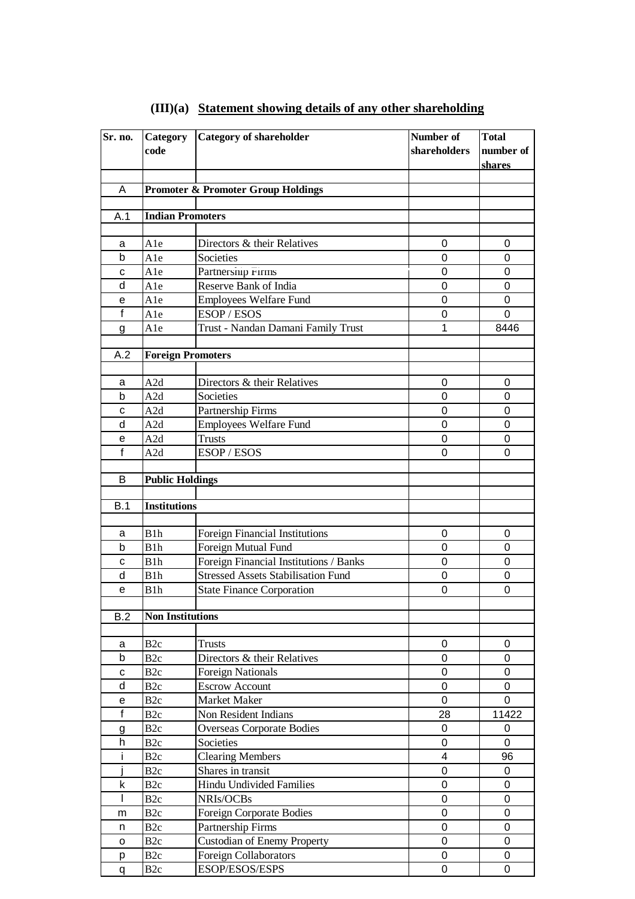## (III)(a) Statement showing details of any other shareholding

| Sr. no. | Category code | Category of shareholder | Number of shareholders | Total number of shares |
|---|---|---|---|---|
| | | | | |
| A | Promoter & Promoter Group Holdings | | | |
| | | | | |
| A.1 | Indian Promoters | | | |
| | | | | |
| a | A1e | Directors & their Relatives | 0 | 0 |
| b | A1e | Societies | 0 | 0 |
| c | A1e | Partnership Firms | 0 | 0 |
| d | A1e | Reserve Bank of India | 0 | 0 |
| e | A1e | Employees Welfare Fund | 0 | 0 |
| f | A1e | ESOP / ESOS | 0 | 0 |
| g | A1e | Trust - Nandan Damani Family Trust | 1 | 8446 |
| | | | | |
| A.2 | Foreign Promoters | | | |
| | | | | |
| a | A2d | Directors & their Relatives | 0 | 0 |
| b | A2d | Societies | 0 | 0 |
| c | A2d | Partnership Firms | 0 | 0 |
| d | A2d | Employees Welfare Fund | 0 | 0 |
| e | A2d | Trusts | 0 | 0 |
| f | A2d | ESOP / ESOS | 0 | 0 |
| | | | | |
| B | Public Holdings | | | |
| | | | | |
| B.1 | Institutions | | | |
| | | | | |
| a | B1h | Foreign Financial Institutions | 0 | 0 |
| b | B1h | Foreign Mutual Fund | 0 | 0 |
| c | B1h | Foreign Financial Institutions / Banks | 0 | 0 |
| d | B1h | Stressed Assets Stabilisation Fund | 0 | 0 |
| e | B1h | State Finance Corporation | 0 | 0 |
| | | | | |
| B.2 | Non Institutions | | | |
| | | | | |
| a | B2c | Trusts | 0 | 0 |
| b | B2c | Directors & their Relatives | 0 | 0 |
| c | B2c | Foreign Nationals | 0 | 0 |
| d | B2c | Escrow Account | 0 | 0 |
| e | B2c | Market Maker | 0 | 0 |
| f | B2c | Non Resident Indians | 28 | 11422 |
| g | B2c | Overseas Corporate Bodies | 0 | 0 |
| h | B2c | Societies | 0 | 0 |
| i | B2c | Clearing Members | 4 | 96 |
| j | B2c | Shares in transit | 0 | 0 |
| k | B2c | Hindu Undivided Families | 0 | 0 |
| l | B2c | NRIs/OCBs | 0 | 0 |
| m | B2c | Foreign Corporate Bodies | 0 | 0 |
| n | B2c | Partnership Firms | 0 | 0 |
| o | B2c | Custodian of Enemy Property | 0 | 0 |
| p | B2c | Foreign Collaborators | 0 | 0 |
| q | B2c | ESOP/ESOS/ESPS | 0 | 0 |